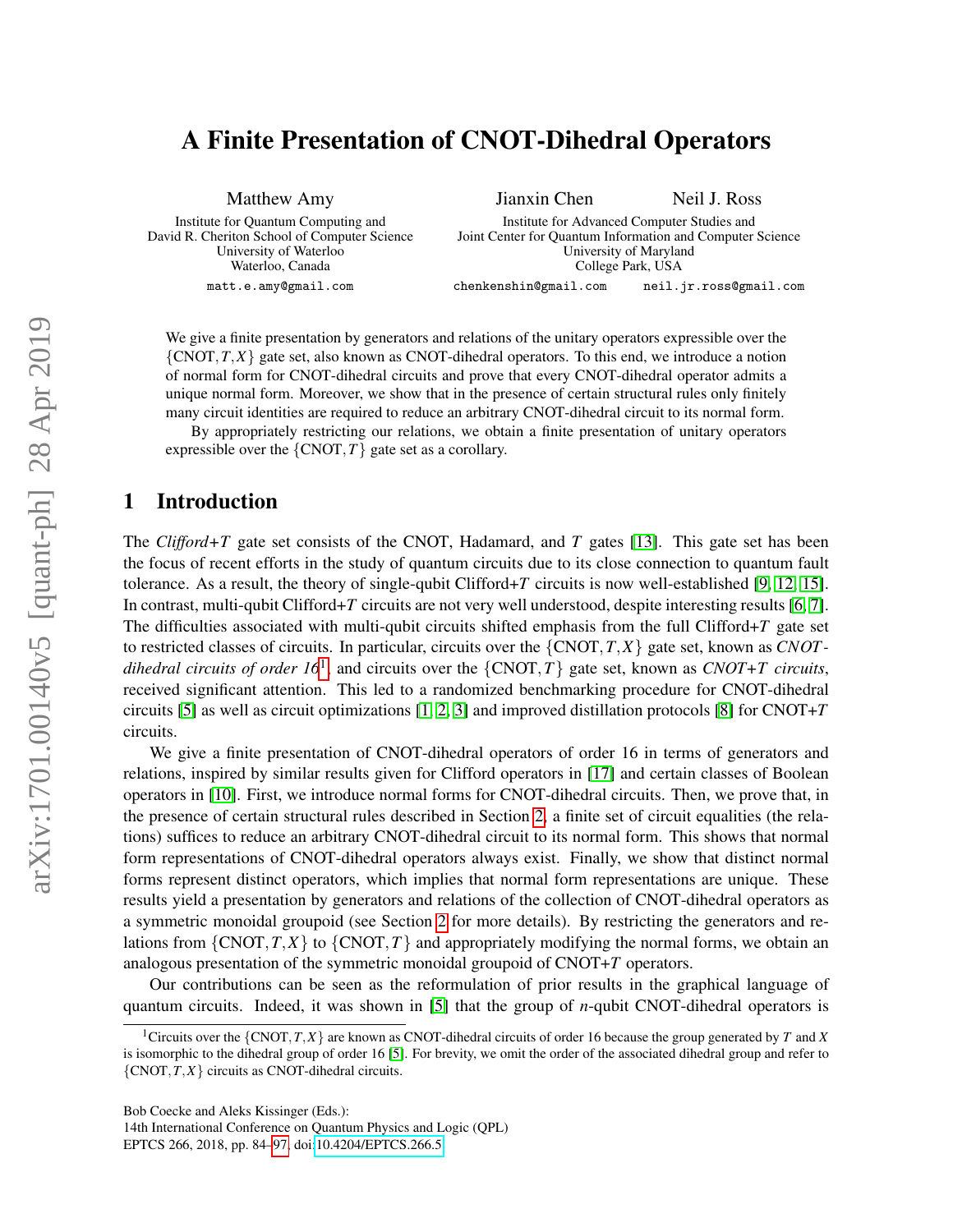# A Finite Presentation of CNOT-Dihedral Operators

Matthew Amy
Institute for Quantum Computing and
David R. Cheriton School of Computer Science
University of Waterloo
Waterloo, Canada
matt.e.amy@gmail.com

Jianxin Chen
Neil J. Ross
Institute for Advanced Computer Studies and
Joint Center for Quantum Information and Computer Science
University of Maryland
College Park, USA
chenkenshin@gmail.com neil.jr.ross@gmail.com

We give a finite presentation by generators and relations of the unitary operators expressible over the $\{\text{CNOT}, T, X\}$ gate set, also known as CNOT-dihedral operators. To this end, we introduce a notion of normal form for CNOT-dihedral circuits and prove that every CNOT-dihedral operator admits a unique normal form. Moreover, we show that in the presence of certain structural rules only finitely many circuit identities are required to reduce an arbitrary CNOT-dihedral circuit to its normal form.

By appropriately restricting our relations, we obtain a finite presentation of unitary operators expressible over the $\{\text{CNOT}, T\}$ gate set as a corollary.

## 1 Introduction

The *Clifford+T* gate set consists of the CNOT, Hadamard, and $T$ gates [13]. This gate set has been the focus of recent efforts in the study of quantum circuits due to its close connection to quantum fault tolerance. As a result, the theory of single-qubit Clifford+$T$ circuits is now well-established [9, 12, 15]. In contrast, multi-qubit Clifford+$T$ circuits are not very well understood, despite interesting results [6, 7]. The difficulties associated with multi-qubit circuits shifted emphasis from the full Clifford+$T$ gate set to restricted classes of circuits. In particular, circuits over the $\{\text{CNOT}, T, X\}$ gate set, known as *CNOT-dihedral circuits of order 16*[1], and circuits over the $\{\text{CNOT}, T\}$ gate set, known as *CNOT+T circuits*, received significant attention. This led to a randomized benchmarking procedure for CNOT-dihedral circuits [5] as well as circuit optimizations [1, 2, 3] and improved distillation protocols [8] for CNOT+$T$ circuits.

We give a finite presentation of CNOT-dihedral operators of order 16 in terms of generators and relations, inspired by similar results given for Clifford operators in [17] and certain classes of Boolean operators in [10]. First, we introduce normal forms for CNOT-dihedral circuits. Then, we prove that, in the presence of certain structural rules described in Section 2, a finite set of circuit equalities (the relations) suffices to reduce an arbitrary CNOT-dihedral circuit to its normal form. This shows that normal form representations of CNOT-dihedral operators always exist. Finally, we show that distinct normal forms represent distinct operators, which implies that normal form representations are unique. These results yield a presentation by generators and relations of the collection of CNOT-dihedral operators as a symmetric monoidal groupoid (see Section 2 for more details). By restricting the generators and relations from $\{\text{CNOT}, T, X\}$ to $\{\text{CNOT}, T\}$ and appropriately modifying the normal forms, we obtain an analogous presentation of the symmetric monoidal groupoid of CNOT+$T$ operators.

Our contributions can be seen as the reformulation of prior results in the graphical language of quantum circuits. Indeed, it was shown in [5] that the group of $n$-qubit CNOT-dihedral operators is

[1] Circuits over the $\{\text{CNOT}, T, X\}$ are known as CNOT-dihedral circuits of order 16 because the group generated by $T$ and $X$ is isomorphic to the dihedral group of order 16 [5]. For brevity, we omit the order of the associated dihedral group and refer to $\{\text{CNOT}, T, X\}$ circuits as CNOT-dihedral circuits.

Bob Coecke and Aleks Kissinger (Eds.):
14th International Conference on Quantum Physics and Logic (QPL)
EPTCS 266, 2018, pp. 84–97, doi:10.4204/EPTCS.266.5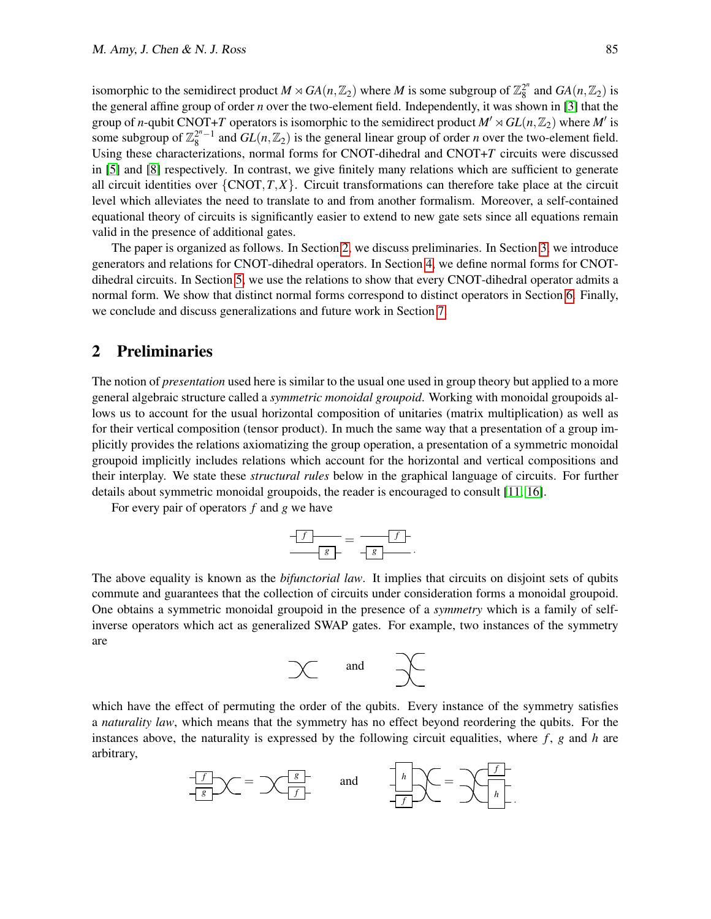isomorphic to the semidirect product $M \rtimes GA(n, \mathbb{Z}_2)$ where $M$ is some subgroup of $\mathbb{Z}_8^{2^n}$ and $GA(n, \mathbb{Z}_2)$ is the general affine group of order $n$ over the two-element field. Independently, it was shown in [3] that the group of $n$-qubit CNOT+$T$ operators is isomorphic to the semidirect product $M' \rtimes GL(n, \mathbb{Z}_2)$ where $M'$ is some subgroup of $\mathbb{Z}_8^{2^n-1}$ and $GL(n, \mathbb{Z}_2)$ is the general linear group of order $n$ over the two-element field. Using these characterizations, normal forms for CNOT-dihedral and CNOT+$T$ circuits were discussed in [5] and [8] respectively. In contrast, we give finitely many relations which are sufficient to generate all circuit identities over $\{\text{CNOT}, T, X\}$. Circuit transformations can therefore take place at the circuit level which alleviates the need to translate to and from another formalism. Moreover, a self-contained equational theory of circuits is significantly easier to extend to new gate sets since all equations remain valid in the presence of additional gates.

The paper is organized as follows. In Section 2, we discuss preliminaries. In Section 3, we introduce generators and relations for CNOT-dihedral operators. In Section 4, we define normal forms for CNOT-dihedral circuits. In Section 5, we use the relations to show that every CNOT-dihedral operator admits a normal form. We show that distinct normal forms correspond to distinct operators in Section 6. Finally, we conclude and discuss generalizations and future work in Section 7.

## 2 Preliminaries

The notion of *presentation* used here is similar to the usual one used in group theory but applied to a more general algebraic structure called a *symmetric monoidal groupoid*. Working with monoidal groupoids allows us to account for the usual horizontal composition of unitaries (matrix multiplication) as well as for their vertical composition (tensor product). In much the same way that a presentation of a group implicitly provides the relations axiomatizing the group operation, a presentation of a symmetric monoidal groupoid implicitly includes relations which account for the horizontal and vertical compositions and their interplay. We state these *structural rules* below in the graphical language of circuits. For further details about symmetric monoidal groupoids, the reader is encouraged to consult [11, 16].

For every pair of operators $f$ and $g$ we have

The above equality is known as the *bifunctorial law*. It implies that circuits on disjoint sets of qubits commute and guarantees that the collection of circuits under consideration forms a monoidal groupoid. One obtains a symmetric monoidal groupoid in the presence of a *symmetry* which is a family of self-inverse operators which act as generalized SWAP gates. For example, two instances of the symmetry are

and

which have the effect of permuting the order of the qubits. Every instance of the symmetry satisfies a *naturality law*, which means that the symmetry has no effect beyond reordering the qubits. For the instances above, the naturality is expressed by the following circuit equalities, where $f$, $g$ and $h$ are arbitrary,

and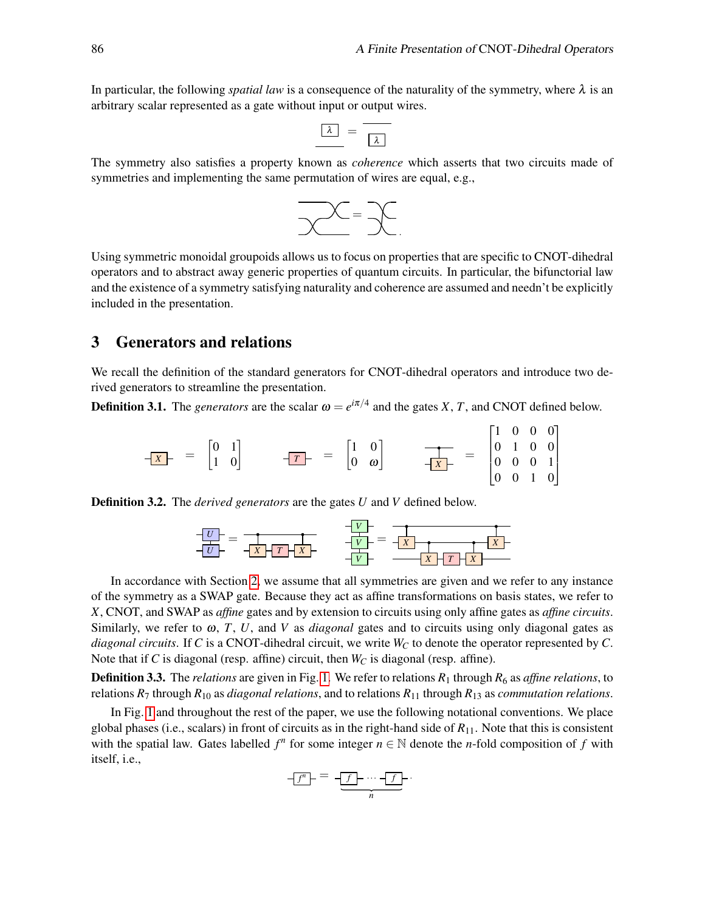In particular, the following *spatial law* is a consequence of the naturality of the symmetry, where $\lambda$ is an arbitrary scalar represented as a gate without input or output wires.

The symmetry also satisfies a property known as *coherence* which asserts that two circuits made of symmetries and implementing the same permutation of wires are equal, e.g.,

Using symmetric monoidal groupoids allows us to focus on properties that are specific to CNOT-dihedral operators and to abstract away generic properties of quantum circuits. In particular, the bifunctorial law and the existence of a symmetry satisfying naturality and coherence are assumed and needn't be explicitly included in the presentation.

## 3 Generators and relations

We recall the definition of the standard generators for CNOT-dihedral operators and introduce two derived generators to streamline the presentation.

**Definition 3.1.** The *generators* are the scalar $\omega = e^{i\pi/4}$ and the gates $X$, $T$, and CNOT defined below.

$$X = \begin{bmatrix} 0 & 1 \\ 1 & 0 \end{bmatrix} \qquad T = \begin{bmatrix} 1 & 0 \\ 0 & \omega \end{bmatrix} \qquad \text{CNOT} = \begin{bmatrix} 1 & 0 & 0 & 0 \\ 0 & 1 & 0 & 0 \\ 0 & 0 & 0 & 1 \\ 0 & 0 & 1 & 0 \end{bmatrix}$$

**Definition 3.2.** The *derived generators* are the gates $U$ and $V$ defined below.

In accordance with Section 2, we assume that all symmetries are given and we refer to any instance of the symmetry as a SWAP gate. Because they act as affine transformations on basis states, we refer to $X$, CNOT, and SWAP as *affine* gates and by extension to circuits using only affine gates as *affine circuits*. Similarly, we refer to $\omega$, $T$, $U$, and $V$ as *diagonal* gates and to circuits using only diagonal gates as *diagonal circuits*. If $C$ is a CNOT-dihedral circuit, we write $W_C$ to denote the operator represented by $C$. Note that if $C$ is diagonal (resp. affine) circuit, then $W_C$ is diagonal (resp. affine).

**Definition 3.3.** The *relations* are given in Fig. 1. We refer to relations $R_1$ through $R_6$ as *affine relations*, to relations $R_7$ through $R_{10}$ as *diagonal relations*, and to relations $R_{11}$ through $R_{13}$ as *commutation relations*.

In Fig. 1 and throughout the rest of the paper, we use the following notational conventions. We place global phases (i.e., scalars) in front of circuits as in the right-hand side of $R_{11}$. Note that this is consistent with the spatial law. Gates labelled $f^n$ for some integer $n \in \mathbb{N}$ denote the $n$-fold composition of $f$ with itself, i.e.,

$$f^n = \underbrace{f \cdots f}_{n}.$$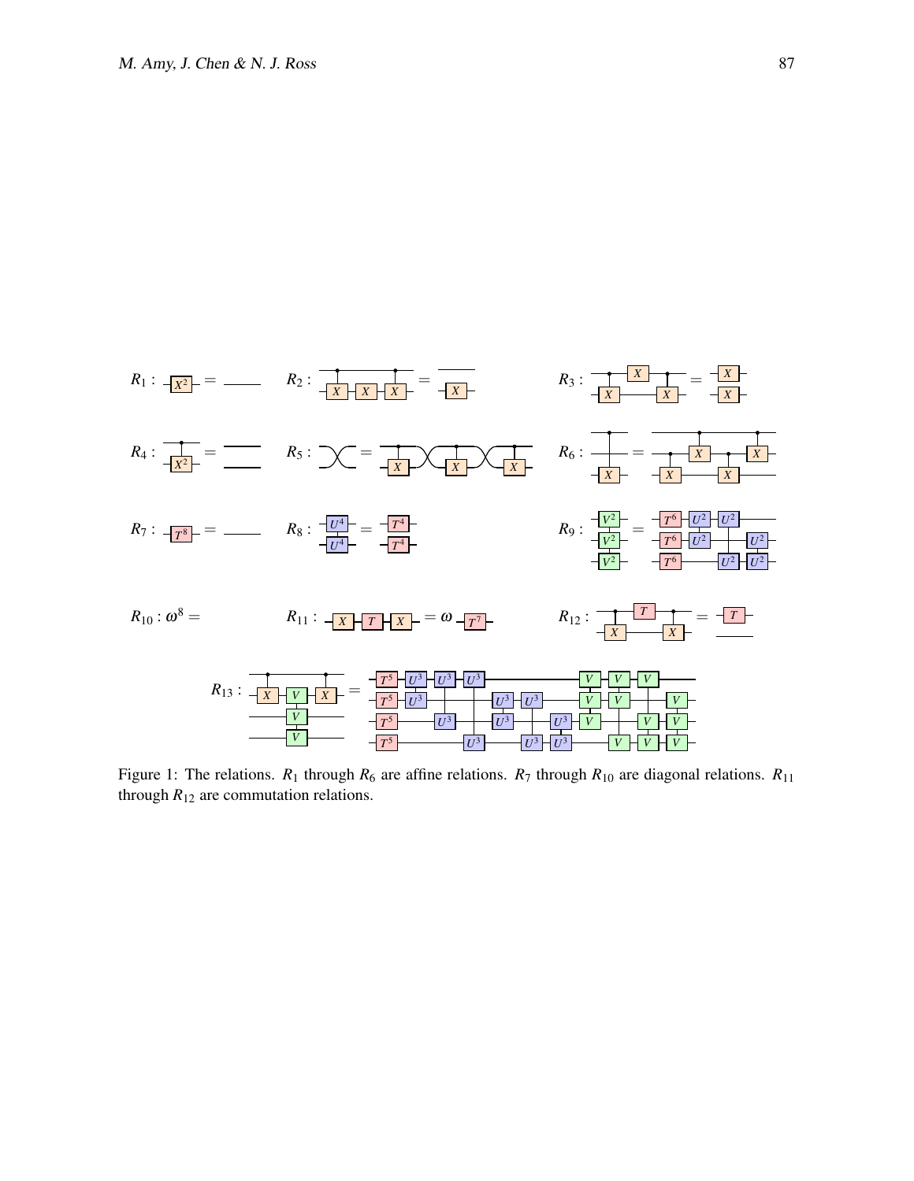Figure 1: The relations. $R_1$ through $R_6$ are affine relations. $R_7$ through $R_{10}$ are diagonal relations. $R_{11}$ through $R_{12}$ are commutation relations.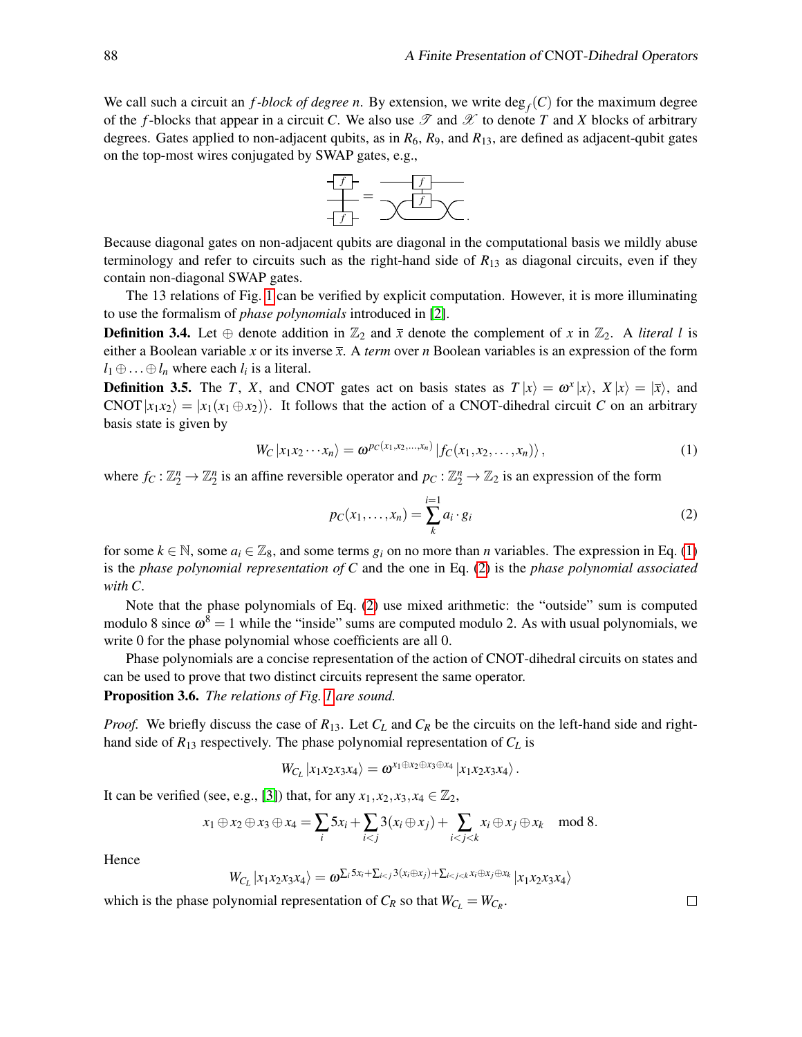We call such a circuit an *f-block of degree n*. By extension, we write $\deg_f(C)$ for the maximum degree of the $f$-blocks that appear in a circuit $C$. We also use $\mathscr{T}$ and $\mathscr{X}$ to denote $T$ and $X$ blocks of arbitrary degrees. Gates applied to non-adjacent qubits, as in $R_6$, $R_9$, and $R_{13}$, are defined as adjacent-qubit gates on the top-most wires conjugated by SWAP gates, e.g.,

Because diagonal gates on non-adjacent qubits are diagonal in the computational basis we mildly abuse terminology and refer to circuits such as the right-hand side of $R_{13}$ as diagonal circuits, even if they contain non-diagonal SWAP gates.

The 13 relations of Fig. 1 can be verified by explicit computation. However, it is more illuminating to use the formalism of *phase polynomials* introduced in [2].

**Definition 3.4.** Let $\oplus$ denote addition in $\mathbb{Z}_2$ and $\bar{x}$ denote the complement of $x$ in $\mathbb{Z}_2$. A *literal* $l$ is either a Boolean variable $x$ or its inverse $\bar{x}$. A *term* over $n$ Boolean variables is an expression of the form $l_1 \oplus \ldots \oplus l_n$ where each $l_i$ is a literal.

**Definition 3.5.** The $T$, $X$, and CNOT gates act on basis states as $T|x\rangle = \omega^x|x\rangle$, $X|x\rangle = |\bar{x}\rangle$, and $\text{CNOT}|x_1x_2\rangle = |x_1(x_1 \oplus x_2)\rangle$. It follows that the action of a CNOT-dihedral circuit $C$ on an arbitrary basis state is given by

$$W_C|x_1x_2\cdots x_n\rangle = \omega^{p_C(x_1,x_2,\ldots,x_n)}|f_C(x_1,x_2,\ldots,x_n)\rangle, \tag{1}$$

where $f_C : \mathbb{Z}_2^n \to \mathbb{Z}_2^n$ is an affine reversible operator and $p_C : \mathbb{Z}_2^n \to \mathbb{Z}_2$ is an expression of the form

$$p_C(x_1,\ldots,x_n) = \sum_{k}^{i=1} a_i \cdot g_i \tag{2}$$

for some $k \in \mathbb{N}$, some $a_i \in \mathbb{Z}_8$, and some terms $g_i$ on no more than $n$ variables. The expression in Eq. (1) is the *phase polynomial representation of C* and the one in Eq. (2) is the *phase polynomial associated with C*.

Note that the phase polynomials of Eq. (2) use mixed arithmetic: the "outside" sum is computed modulo 8 since $\omega^8 = 1$ while the "inside" sums are computed modulo 2. As with usual polynomials, we write 0 for the phase polynomial whose coefficients are all 0.

Phase polynomials are a concise representation of the action of CNOT-dihedral circuits on states and can be used to prove that two distinct circuits represent the same operator.

**Proposition 3.6.** *The relations of Fig. 1 are sound.*

*Proof.* We briefly discuss the case of $R_{13}$. Let $C_L$ and $C_R$ be the circuits on the left-hand side and right-hand side of $R_{13}$ respectively. The phase polynomial representation of $C_L$ is

$$W_{C_L}|x_1x_2x_3x_4\rangle = \omega^{x_1\oplus x_2\oplus x_3\oplus x_4}|x_1x_2x_3x_4\rangle.$$

It can be verified (see, e.g., [3]) that, for any $x_1,x_2,x_3,x_4 \in \mathbb{Z}_2$,

$$x_1 \oplus x_2 \oplus x_3 \oplus x_4 = \sum_i 5x_i + \sum_{i<j} 3(x_i \oplus x_j) + \sum_{i<j<k} x_i \oplus x_j \oplus x_k \mod 8.$$

Hence

$$W_{C_L}|x_1x_2x_3x_4\rangle = \omega^{\sum_i 5x_i + \sum_{i<j} 3(x_i\oplus x_j) + \sum_{i<j<k} x_i\oplus x_j\oplus x_k}|x_1x_2x_3x_4\rangle$$

which is the phase polynomial representation of $C_R$ so that $W_{C_L} = W_{C_R}$. □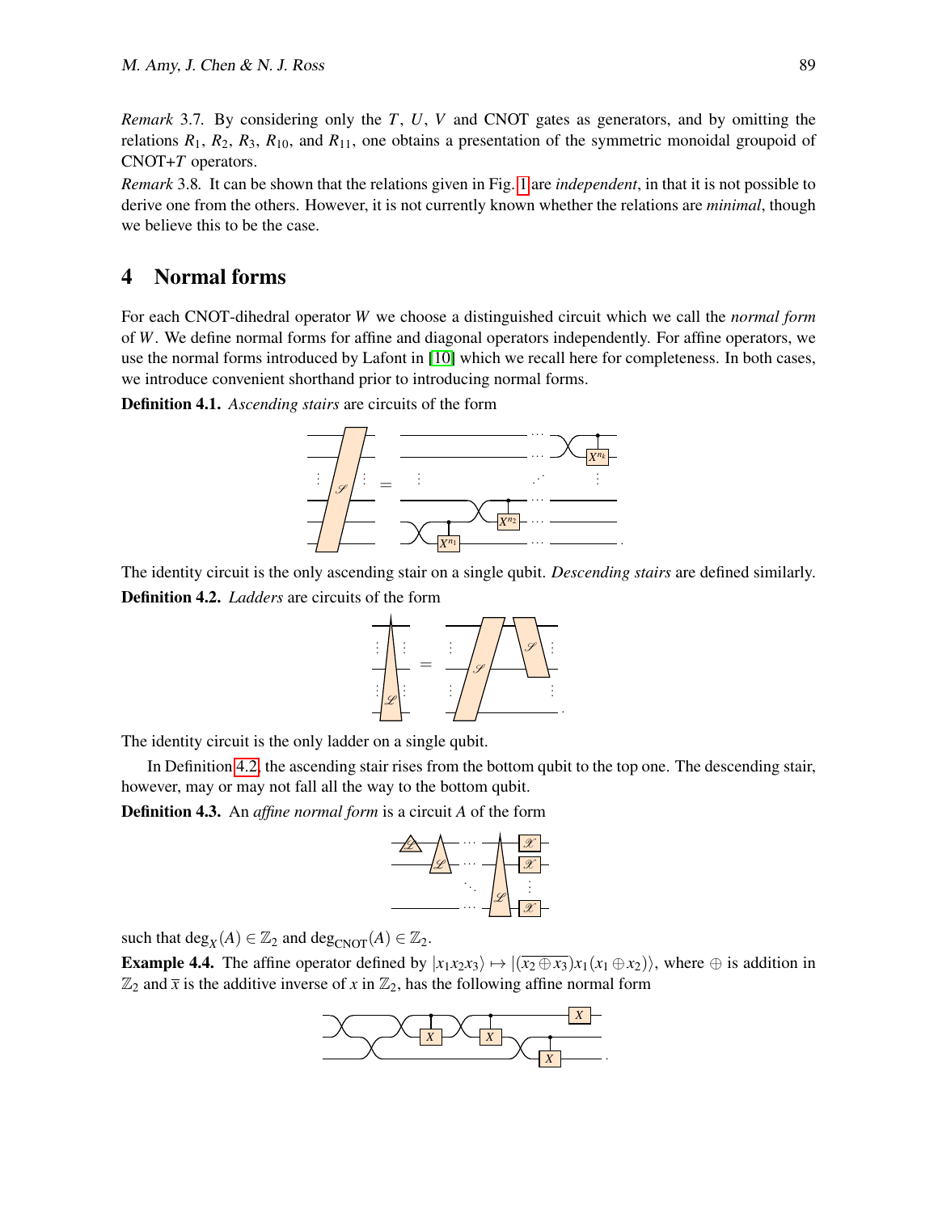*Remark* 3.7. By considering only the $T$, $U$, $V$ and CNOT gates as generators, and by omitting the relations $R_1$, $R_2$, $R_3$, $R_{10}$, and $R_{11}$, one obtains a presentation of the symmetric monoidal groupoid of CNOT+$T$ operators.

*Remark* 3.8. It can be shown that the relations given in Fig. 1 are *independent*, in that it is not possible to derive one from the others. However, it is not currently known whether the relations are *minimal*, though we believe this to be the case.

# 4 Normal forms

For each CNOT-dihedral operator $W$ we choose a distinguished circuit which we call the *normal form* of $W$. We define normal forms for affine and diagonal operators independently. For affine operators, we use the normal forms introduced by Lafont in [10] which we recall here for completeness. In both cases, we introduce convenient shorthand prior to introducing normal forms.

**Definition 4.1.** *Ascending stairs* are circuits of the form

The identity circuit is the only ascending stair on a single qubit. *Descending stairs* are defined similarly.

**Definition 4.2.** *Ladders* are circuits of the form

The identity circuit is the only ladder on a single qubit.

In Definition 4.2, the ascending stair rises from the bottom qubit to the top one. The descending stair, however, may or may not fall all the way to the bottom qubit.

**Definition 4.3.** An *affine normal form* is a circuit $A$ of the form

such that $\deg_X(A) \in \mathbb{Z}_2$ and $\deg_{\text{CNOT}}(A) \in \mathbb{Z}_2$.

**Example 4.4.** The affine operator defined by $|x_1x_2x_3\rangle \mapsto |(\overline{x_2 \oplus x_3})x_1(x_1 \oplus x_2)\rangle$, where $\oplus$ is addition in $\mathbb{Z}_2$ and $\overline{x}$ is the additive inverse of $x$ in $\mathbb{Z}_2$, has the following affine normal form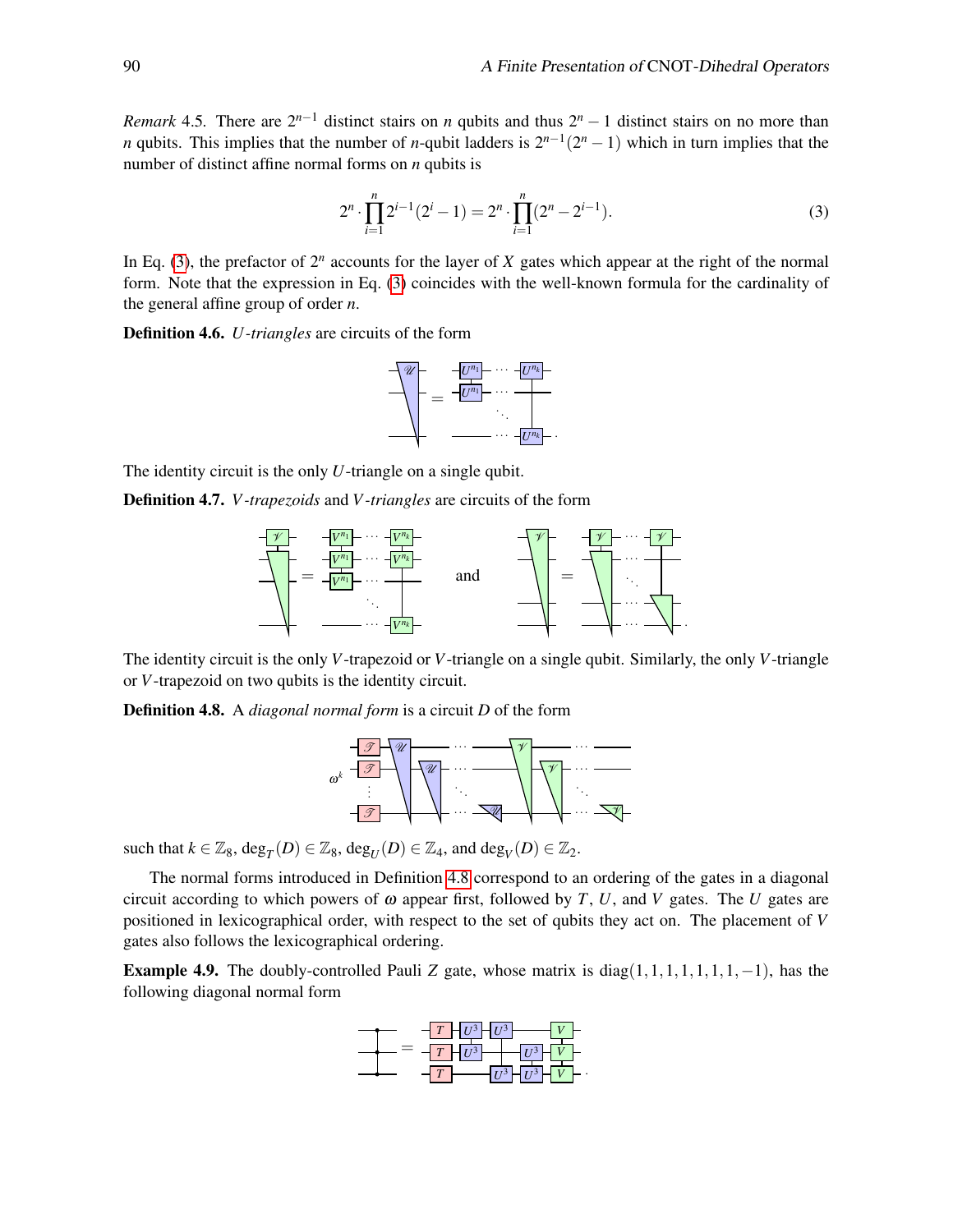*Remark* 4.5. There are $2^{n-1}$ distinct stairs on $n$ qubits and thus $2^n - 1$ distinct stairs on no more than $n$ qubits. This implies that the number of $n$-qubit ladders is $2^{n-1}(2^n - 1)$ which in turn implies that the number of distinct affine normal forms on $n$ qubits is

$$2^n \cdot \prod_{i=1}^{n} 2^{i-1}(2^i - 1) = 2^n \cdot \prod_{i=1}^{n}(2^n - 2^{i-1}). \tag{3}$$

In Eq. (3), the prefactor of $2^n$ accounts for the layer of $X$ gates which appear at the right of the normal form. Note that the expression in Eq. (3) coincides with the well-known formula for the cardinality of the general affine group of order $n$.

**Definition 4.6.** *$U$-triangles* are circuits of the form

The identity circuit is the only $U$-triangle on a single qubit.

**Definition 4.7.** *$V$-trapezoids* and *$V$-triangles* are circuits of the form

The identity circuit is the only $V$-trapezoid or $V$-triangle on a single qubit. Similarly, the only $V$-triangle or $V$-trapezoid on two qubits is the identity circuit.

**Definition 4.8.** A *diagonal normal form* is a circuit $D$ of the form

such that $k \in \mathbb{Z}_8$, $\deg_T(D) \in \mathbb{Z}_8$, $\deg_U(D) \in \mathbb{Z}_4$, and $\deg_V(D) \in \mathbb{Z}_2$.

The normal forms introduced in Definition 4.8 correspond to an ordering of the gates in a diagonal circuit according to which powers of $\omega$ appear first, followed by $T$, $U$, and $V$ gates. The $U$ gates are positioned in lexicographical order, with respect to the set of qubits they act on. The placement of $V$ gates also follows the lexicographical ordering.

**Example 4.9.** The doubly-controlled Pauli $Z$ gate, whose matrix is $\mathrm{diag}(1,1,1,1,1,1,1,-1)$, has the following diagonal normal form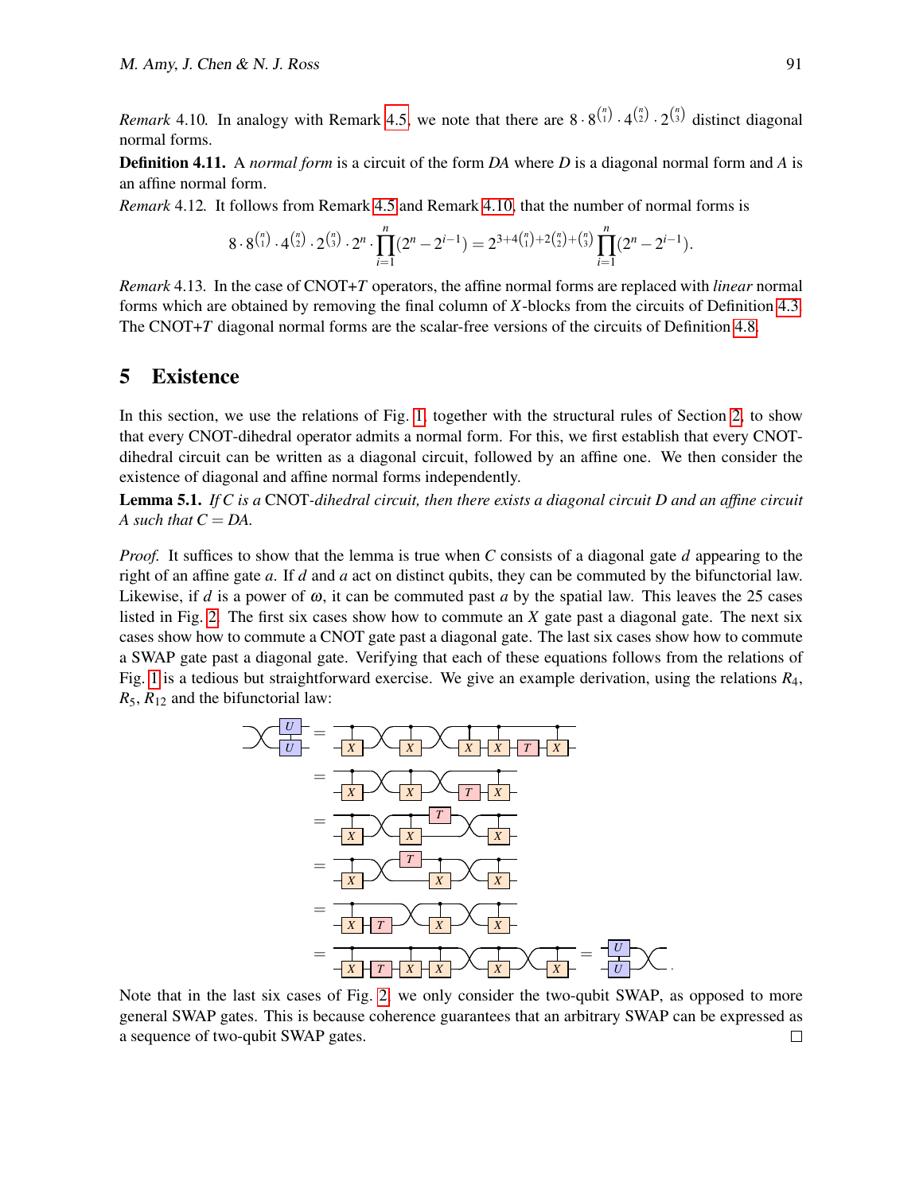*Remark* 4.10. In analogy with Remark 4.5, we note that there are $8 \cdot 8^{\binom{n}{1}} \cdot 4^{\binom{n}{2}} \cdot 2^{\binom{n}{3}}$ distinct diagonal normal forms.

**Definition 4.11.** A *normal form* is a circuit of the form $DA$ where $D$ is a diagonal normal form and $A$ is an affine normal form.

*Remark* 4.12. It follows from Remark 4.5 and Remark 4.10, that the number of normal forms is

$$8 \cdot 8^{\binom{n}{1}} \cdot 4^{\binom{n}{2}} \cdot 2^{\binom{n}{3}} \cdot 2^n \cdot \prod_{i=1}^{n}(2^n - 2^{i-1}) = 2^{3+4\binom{n}{1}+2\binom{n}{2}+\binom{n}{3}} \prod_{i=1}^{n}(2^n - 2^{i-1}).$$

*Remark* 4.13. In the case of CNOT+$T$ operators, the affine normal forms are replaced with *linear* normal forms which are obtained by removing the final column of $X$-blocks from the circuits of Definition 4.3. The CNOT+$T$ diagonal normal forms are the scalar-free versions of the circuits of Definition 4.8.

## 5 Existence

In this section, we use the relations of Fig. 1, together with the structural rules of Section 2, to show that every CNOT-dihedral operator admits a normal form. For this, we first establish that every CNOT-dihedral circuit can be written as a diagonal circuit, followed by an affine one. We then consider the existence of diagonal and affine normal forms independently.

**Lemma 5.1.** *If $C$ is a* CNOT*-dihedral circuit, then there exists a diagonal circuit $D$ and an affine circuit $A$ such that $C = DA$.*

*Proof.* It suffices to show that the lemma is true when $C$ consists of a diagonal gate $d$ appearing to the right of an affine gate $a$. If $d$ and $a$ act on distinct qubits, they can be commuted by the bifunctorial law. Likewise, if $d$ is a power of $\omega$, it can be commuted past $a$ by the spatial law. This leaves the 25 cases listed in Fig. 2. The first six cases show how to commute an $X$ gate past a diagonal gate. The next six cases show how to commute a CNOT gate past a diagonal gate. The last six cases show how to commute a SWAP gate past a diagonal gate. Verifying that each of these equations follows from the relations of Fig. 1 is a tedious but straightforward exercise. We give an example derivation, using the relations $R_4$, $R_5$, $R_{12}$ and the bifunctorial law:

Note that in the last six cases of Fig. 2, we only consider the two-qubit SWAP, as opposed to more general SWAP gates. This is because coherence guarantees that an arbitrary SWAP can be expressed as a sequence of two-qubit SWAP gates. □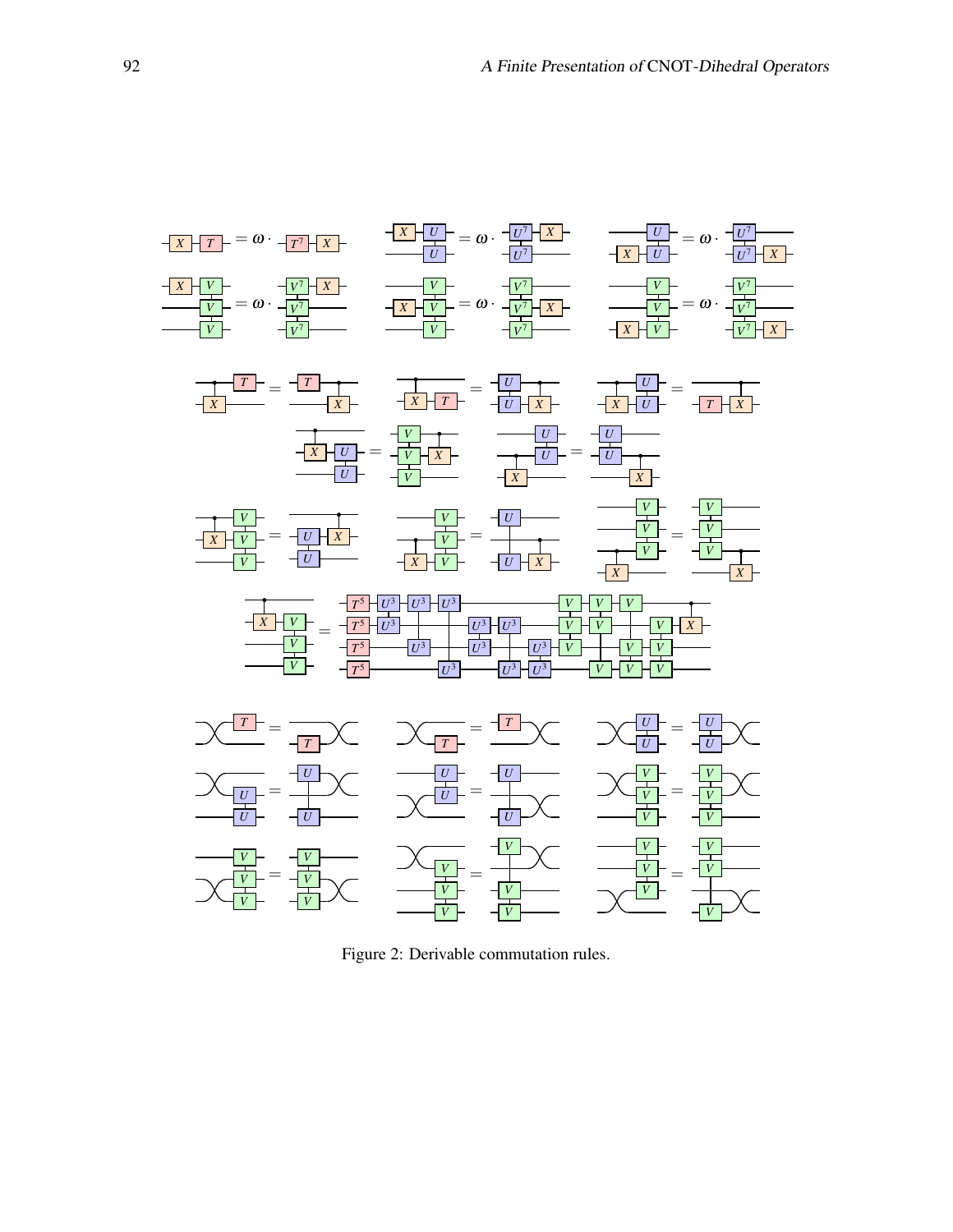Figure 2: Derivable commutation rules.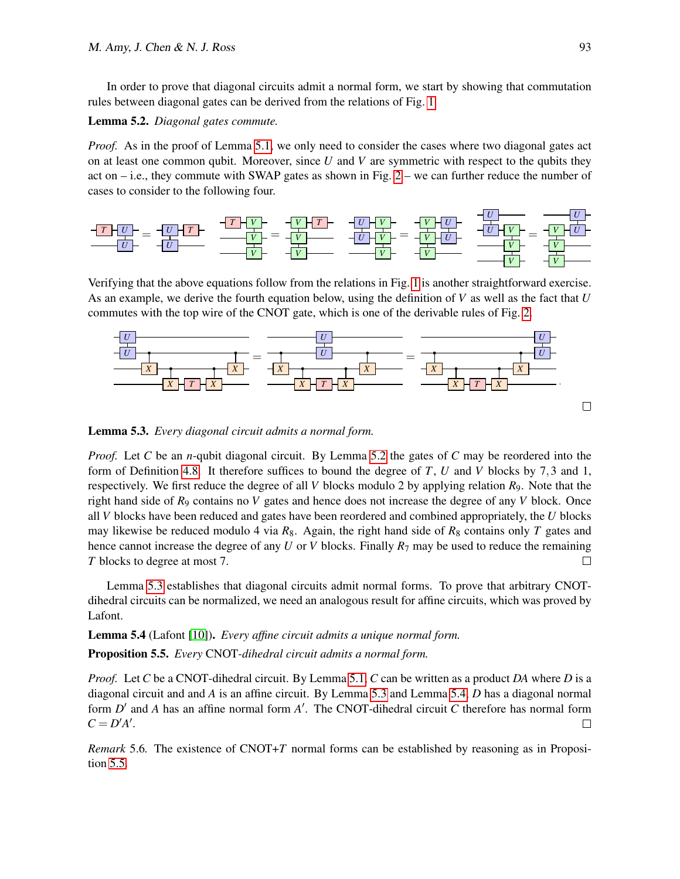In order to prove that diagonal circuits admit a normal form, we start by showing that commutation rules between diagonal gates can be derived from the relations of Fig. 1.

**Lemma 5.2.** *Diagonal gates commute.*

*Proof.* As in the proof of Lemma 5.1, we only need to consider the cases where two diagonal gates act on at least one common qubit. Moreover, since $U$ and $V$ are symmetric with respect to the qubits they act on – i.e., they commute with SWAP gates as shown in Fig. 2 – we can further reduce the number of cases to consider to the following four.

Verifying that the above equations follow from the relations in Fig. 1 is another straightforward exercise. As an example, we derive the fourth equation below, using the definition of $V$ as well as the fact that $U$ commutes with the top wire of the CNOT gate, which is one of the derivable rules of Fig. 2.

□

**Lemma 5.3.** *Every diagonal circuit admits a normal form.*

*Proof.* Let $C$ be an $n$-qubit diagonal circuit. By Lemma 5.2 the gates of $C$ may be reordered into the form of Definition 4.8. It therefore suffices to bound the degree of $T$, $U$ and $V$ blocks by 7, 3 and 1, respectively. We first reduce the degree of all $V$ blocks modulo 2 by applying relation $R_9$. Note that the right hand side of $R_9$ contains no $V$ gates and hence does not increase the degree of any $V$ block. Once all $V$ blocks have been reduced and gates have been reordered and combined appropriately, the $U$ blocks may likewise be reduced modulo 4 via $R_8$. Again, the right hand side of $R_8$ contains only $T$ gates and hence cannot increase the degree of any $U$ or $V$ blocks. Finally $R_7$ may be used to reduce the remaining $T$ blocks to degree at most 7. □

Lemma 5.3 establishes that diagonal circuits admit normal forms. To prove that arbitrary CNOT-dihedral circuits can be normalized, we need an analogous result for affine circuits, which was proved by Lafont.

**Lemma 5.4** (Lafont [10])**.** *Every affine circuit admits a unique normal form.*

**Proposition 5.5.** *Every* CNOT*-dihedral circuit admits a normal form.*

*Proof.* Let $C$ be a CNOT-dihedral circuit. By Lemma 5.1, $C$ can be written as a product $DA$ where $D$ is a diagonal circuit and and $A$ is an affine circuit. By Lemma 5.3 and Lemma 5.4, $D$ has a diagonal normal form $D'$ and $A$ has an affine normal form $A'$. The CNOT-dihedral circuit $C$ therefore has normal form $C = D'A'$. □

*Remark* 5.6. The existence of CNOT+$T$ normal forms can be established by reasoning as in Proposition 5.5.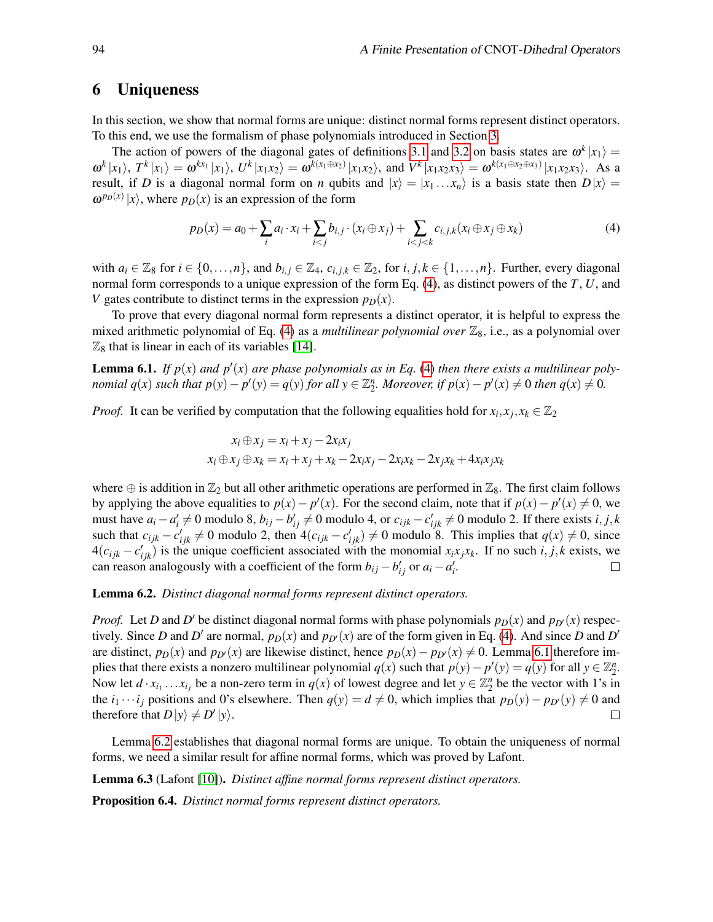## 6 Uniqueness

In this section, we show that normal forms are unique: distinct normal forms represent distinct operators. To this end, we use the formalism of phase polynomials introduced in Section 3.

The action of powers of the diagonal gates of definitions 3.1 and 3.2 on basis states are $\omega^k |x_1\rangle = \omega^k |x_1\rangle$, $T^k |x_1\rangle = \omega^{kx_1} |x_1\rangle$, $U^k |x_1 x_2\rangle = \omega^{k(x_1 \oplus x_2)} |x_1 x_2\rangle$, and $V^k |x_1 x_2 x_3\rangle = \omega^{k(x_1 \oplus x_2 \oplus x_3)} |x_1 x_2 x_3\rangle$. As a result, if $D$ is a diagonal normal form on $n$ qubits and $|x\rangle = |x_1 \ldots x_n\rangle$ is a basis state then $D|x\rangle = \omega^{p_D(x)} |x\rangle$, where $p_D(x)$ is an expression of the form

$$p_D(x) = a_0 + \sum_i a_i \cdot x_i + \sum_{i<j} b_{i,j} \cdot (x_i \oplus x_j) + \sum_{i<j<k} c_{i,j,k}(x_i \oplus x_j \oplus x_k) \tag{4}$$

with $a_i \in \mathbb{Z}_8$ for $i \in \{0, \ldots, n\}$, and $b_{i,j} \in \mathbb{Z}_4$, $c_{i,j,k} \in \mathbb{Z}_2$, for $i, j, k \in \{1, \ldots, n\}$. Further, every diagonal normal form corresponds to a unique expression of the form Eq. (4), as distinct powers of the $T$, $U$, and $V$ gates contribute to distinct terms in the expression $p_D(x)$.

To prove that every diagonal normal form represents a distinct operator, it is helpful to express the mixed arithmetic polynomial of Eq. (4) as a *multilinear polynomial over* $\mathbb{Z}_8$, i.e., as a polynomial over $\mathbb{Z}_8$ that is linear in each of its variables [14].

**Lemma 6.1.** *If $p(x)$ and $p'(x)$ are phase polynomials as in Eq. (4) then there exists a multilinear polynomial $q(x)$ such that $p(y) - p'(y) = q(y)$ for all $y \in \mathbb{Z}_2^n$. Moreover, if $p(x) - p'(x) \neq 0$ then $q(x) \neq 0$.*

*Proof.* It can be verified by computation that the following equalities hold for $x_i, x_j, x_k \in \mathbb{Z}_2$

$$x_i \oplus x_j = x_i + x_j - 2x_i x_j$$
$$x_i \oplus x_j \oplus x_k = x_i + x_j + x_k - 2x_i x_j - 2x_i x_k - 2x_j x_k + 4x_i x_j x_k$$

where $\oplus$ is addition in $\mathbb{Z}_2$ but all other arithmetic operations are performed in $\mathbb{Z}_8$. The first claim follows by applying the above equalities to $p(x) - p'(x)$. For the second claim, note that if $p(x) - p'(x) \neq 0$, we must have $a_i - a'_i \neq 0$ modulo 8, $b_{ij} - b'_{ij} \neq 0$ modulo 4, or $c_{ijk} - c'_{ijk} \neq 0$ modulo 2. If there exists $i, j, k$ such that $c_{ijk} - c'_{ijk} \neq 0$ modulo 2, then $4(c_{ijk} - c'_{ijk}) \neq 0$ modulo 8. This implies that $q(x) \neq 0$, since $4(c_{ijk} - c'_{ijk})$ is the unique coefficient associated with the monomial $x_i x_j x_k$. If no such $i, j, k$ exists, we can reason analogously with a coefficient of the form $b_{ij} - b'_{ij}$ or $a_i - a'_i$. □

**Lemma 6.2.** *Distinct diagonal normal forms represent distinct operators.*

*Proof.* Let $D$ and $D'$ be distinct diagonal normal forms with phase polynomials $p_D(x)$ and $p_{D'}(x)$ respectively. Since $D$ and $D'$ are normal, $p_D(x)$ and $p_{D'}(x)$ are of the form given in Eq. (4). And since $D$ and $D'$ are distinct, $p_D(x)$ and $p_{D'}(x)$ are likewise distinct, hence $p_D(x) - p_{D'}(x) \neq 0$. Lemma 6.1 therefore implies that there exists a nonzero multilinear polynomial $q(x)$ such that $p(y) - p'(y) = q(y)$ for all $y \in \mathbb{Z}_2^n$. Now let $d \cdot x_{i_1} \ldots x_{i_j}$ be a non-zero term in $q(x)$ of lowest degree and let $y \in \mathbb{Z}_2^n$ be the vector with 1's in the $i_1 \cdots i_j$ positions and 0's elsewhere. Then $q(y) = d \neq 0$, which implies that $p_D(y) - p_{D'}(y) \neq 0$ and therefore that $D|y\rangle \neq D'|y\rangle$. □

Lemma 6.2 establishes that diagonal normal forms are unique. To obtain the uniqueness of normal forms, we need a similar result for affine normal forms, which was proved by Lafont.

**Lemma 6.3** (Lafont [10])**.** *Distinct affine normal forms represent distinct operators.*

**Proposition 6.4.** *Distinct normal forms represent distinct operators.*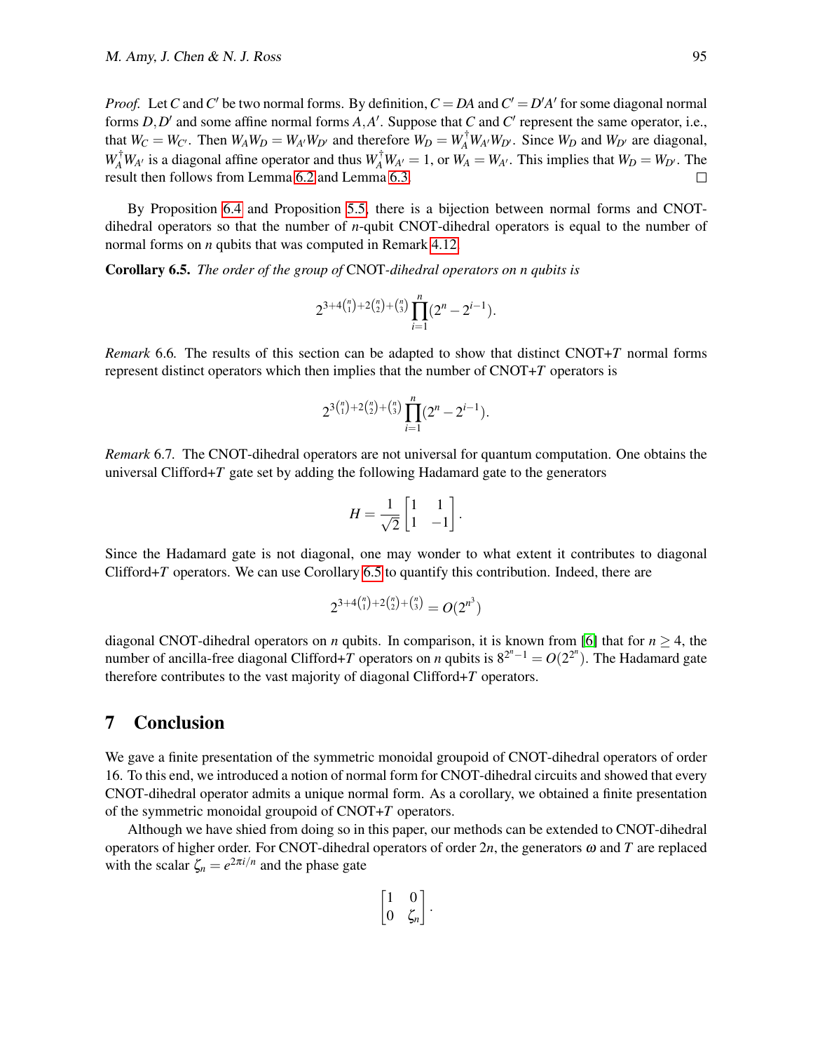*Proof.* Let $C$ and $C'$ be two normal forms. By definition, $C = DA$ and $C' = D'A'$ for some diagonal normal forms $D, D'$ and some affine normal forms $A, A'$. Suppose that $C$ and $C'$ represent the same operator, i.e., that $W_C = W_{C'}$. Then $W_A W_D = W_{A'} W_{D'}$ and therefore $W_D = W_A^\dagger W_{A'} W_{D'}$. Since $W_D$ and $W_{D'}$ are diagonal, $W_A^\dagger W_{A'}$ is a diagonal affine operator and thus $W_A^\dagger W_{A'} = 1$, or $W_A = W_{A'}$. This implies that $W_D = W_{D'}$. The result then follows from Lemma 6.2 and Lemma 6.3. □

By Proposition 6.4 and Proposition 5.5, there is a bijection between normal forms and CNOT-dihedral operators so that the number of $n$-qubit CNOT-dihedral operators is equal to the number of normal forms on $n$ qubits that was computed in Remark 4.12.

**Corollary 6.5.** *The order of the group of* CNOT*-dihedral operators on n qubits is*

$$2^{3+4\binom{n}{1}+2\binom{n}{2}+\binom{n}{3}} \prod_{i=1}^{n} (2^n - 2^{i-1}).$$

*Remark* 6.6. The results of this section can be adapted to show that distinct CNOT+$T$ normal forms represent distinct operators which then implies that the number of CNOT+$T$ operators is

$$2^{3\binom{n}{1}+2\binom{n}{2}+\binom{n}{3}} \prod_{i=1}^{n} (2^n - 2^{i-1}).$$

*Remark* 6.7. The CNOT-dihedral operators are not universal for quantum computation. One obtains the universal Clifford+$T$ gate set by adding the following Hadamard gate to the generators

$$H = \frac{1}{\sqrt{2}} \begin{bmatrix} 1 & 1 \\ 1 & -1 \end{bmatrix}.$$

Since the Hadamard gate is not diagonal, one may wonder to what extent it contributes to diagonal Clifford+$T$ operators. We can use Corollary 6.5 to quantify this contribution. Indeed, there are

$$2^{3+4\binom{n}{1}+2\binom{n}{2}+\binom{n}{3}} = O(2^{n^3})$$

diagonal CNOT-dihedral operators on $n$ qubits. In comparison, it is known from [6] that for $n \geq 4$, the number of ancilla-free diagonal Clifford+$T$ operators on $n$ qubits is $8^{2^n - 1} = O(2^{2^n})$. The Hadamard gate therefore contributes to the vast majority of diagonal Clifford+$T$ operators.

## 7 Conclusion

We gave a finite presentation of the symmetric monoidal groupoid of CNOT-dihedral operators of order 16. To this end, we introduced a notion of normal form for CNOT-dihedral circuits and showed that every CNOT-dihedral operator admits a unique normal form. As a corollary, we obtained a finite presentation of the symmetric monoidal groupoid of CNOT+$T$ operators.

Although we have shied from doing so in this paper, our methods can be extended to CNOT-dihedral operators of higher order. For CNOT-dihedral operators of order $2n$, the generators $\omega$ and $T$ are replaced with the scalar $\zeta_n = e^{2\pi i/n}$ and the phase gate

$$\begin{bmatrix} 1 & 0 \\ 0 & \zeta_n \end{bmatrix}.$$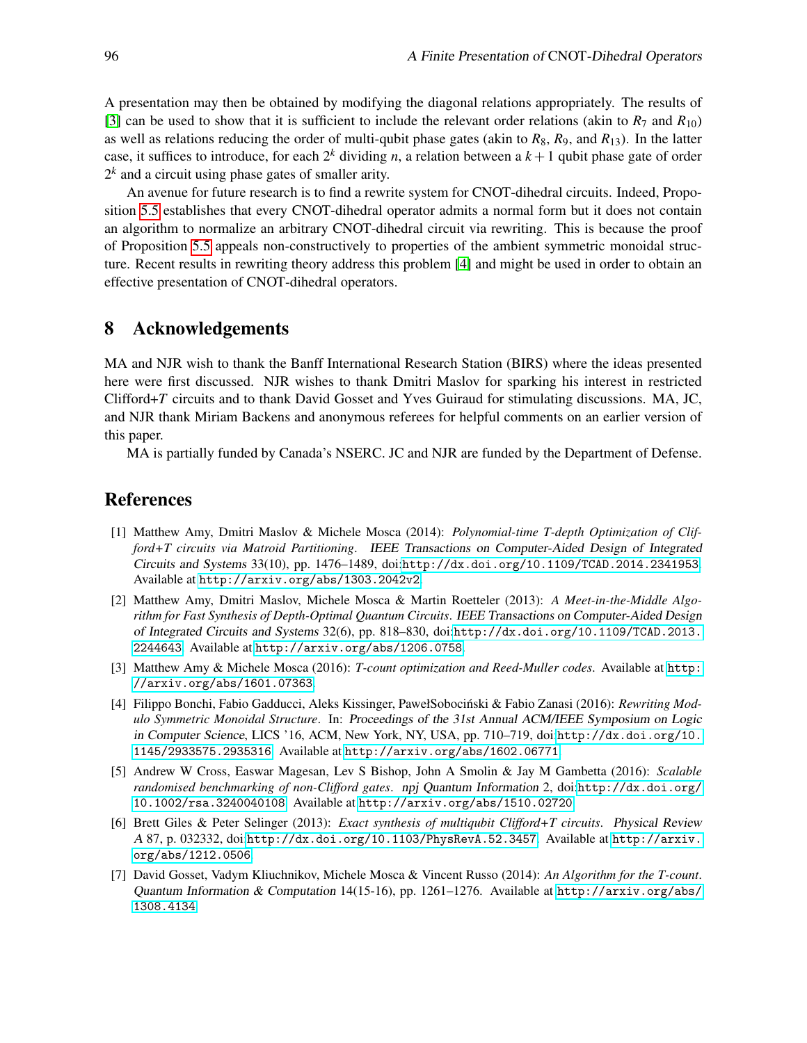A presentation may then be obtained by modifying the diagonal relations appropriately. The results of [3] can be used to show that it is sufficient to include the relevant order relations (akin to $R_7$ and $R_{10}$) as well as relations reducing the order of multi-qubit phase gates (akin to $R_8$, $R_9$, and $R_{13}$). In the latter case, it suffices to introduce, for each $2^k$ dividing $n$, a relation between a $k+1$ qubit phase gate of order $2^k$ and a circuit using phase gates of smaller arity.

An avenue for future research is to find a rewrite system for CNOT-dihedral circuits. Indeed, Proposition 5.5 establishes that every CNOT-dihedral operator admits a normal form but it does not contain an algorithm to normalize an arbitrary CNOT-dihedral circuit via rewriting. This is because the proof of Proposition 5.5 appeals non-constructively to properties of the ambient symmetric monoidal structure. Recent results in rewriting theory address this problem [4] and might be used in order to obtain an effective presentation of CNOT-dihedral operators.

## 8 Acknowledgements

MA and NJR wish to thank the Banff International Research Station (BIRS) where the ideas presented here were first discussed. NJR wishes to thank Dmitri Maslov for sparking his interest in restricted Clifford+$T$ circuits and to thank David Gosset and Yves Guiraud for stimulating discussions. MA, JC, and NJR thank Miriam Backens and anonymous referees for helpful comments on an earlier version of this paper.

MA is partially funded by Canada's NSERC. JC and NJR are funded by the Department of Defense.

## References

[1] Matthew Amy, Dmitri Maslov & Michele Mosca (2014): *Polynomial-time T-depth Optimization of Clifford+T circuits via Matroid Partitioning*. IEEE Transactions on Computer-Aided Design of Integrated Circuits and Systems 33(10), pp. 1476–1489, doi:http://dx.doi.org/10.1109/TCAD.2014.2341953. Available at http://arxiv.org/abs/1303.2042v2.

[2] Matthew Amy, Dmitri Maslov, Michele Mosca & Martin Roetteler (2013): *A Meet-in-the-Middle Algorithm for Fast Synthesis of Depth-Optimal Quantum Circuits*. IEEE Transactions on Computer-Aided Design of Integrated Circuits and Systems 32(6), pp. 818–830, doi:http://dx.doi.org/10.1109/TCAD.2013.2244643. Available at http://arxiv.org/abs/1206.0758.

[3] Matthew Amy & Michele Mosca (2016): *T-count optimization and Reed-Muller codes*. Available at http://arxiv.org/abs/1601.07363.

[4] Filippo Bonchi, Fabio Gadducci, Aleks Kissinger, PawełSobociński & Fabio Zanasi (2016): *Rewriting Modulo Symmetric Monoidal Structure*. In: Proceedings of the 31st Annual ACM/IEEE Symposium on Logic in Computer Science, LICS '16, ACM, New York, NY, USA, pp. 710–719, doi:http://dx.doi.org/10.1145/2933575.2935316. Available at http://arxiv.org/abs/1602.06771.

[5] Andrew W Cross, Easwar Magesan, Lev S Bishop, John A Smolin & Jay M Gambetta (2016): *Scalable randomised benchmarking of non-Clifford gates*. npj Quantum Information 2, doi:http://dx.doi.org/10.1002/rsa.3240040108. Available at http://arxiv.org/abs/1510.02720.

[6] Brett Giles & Peter Selinger (2013): *Exact synthesis of multiqubit Clifford+T circuits*. Physical Review A 87, p. 032332, doi:http://dx.doi.org/10.1103/PhysRevA.52.3457. Available at http://arxiv.org/abs/1212.0506.

[7] David Gosset, Vadym Kliuchnikov, Michele Mosca & Vincent Russo (2014): *An Algorithm for the T-count*. Quantum Information & Computation 14(15-16), pp. 1261–1276. Available at http://arxiv.org/abs/1308.4134.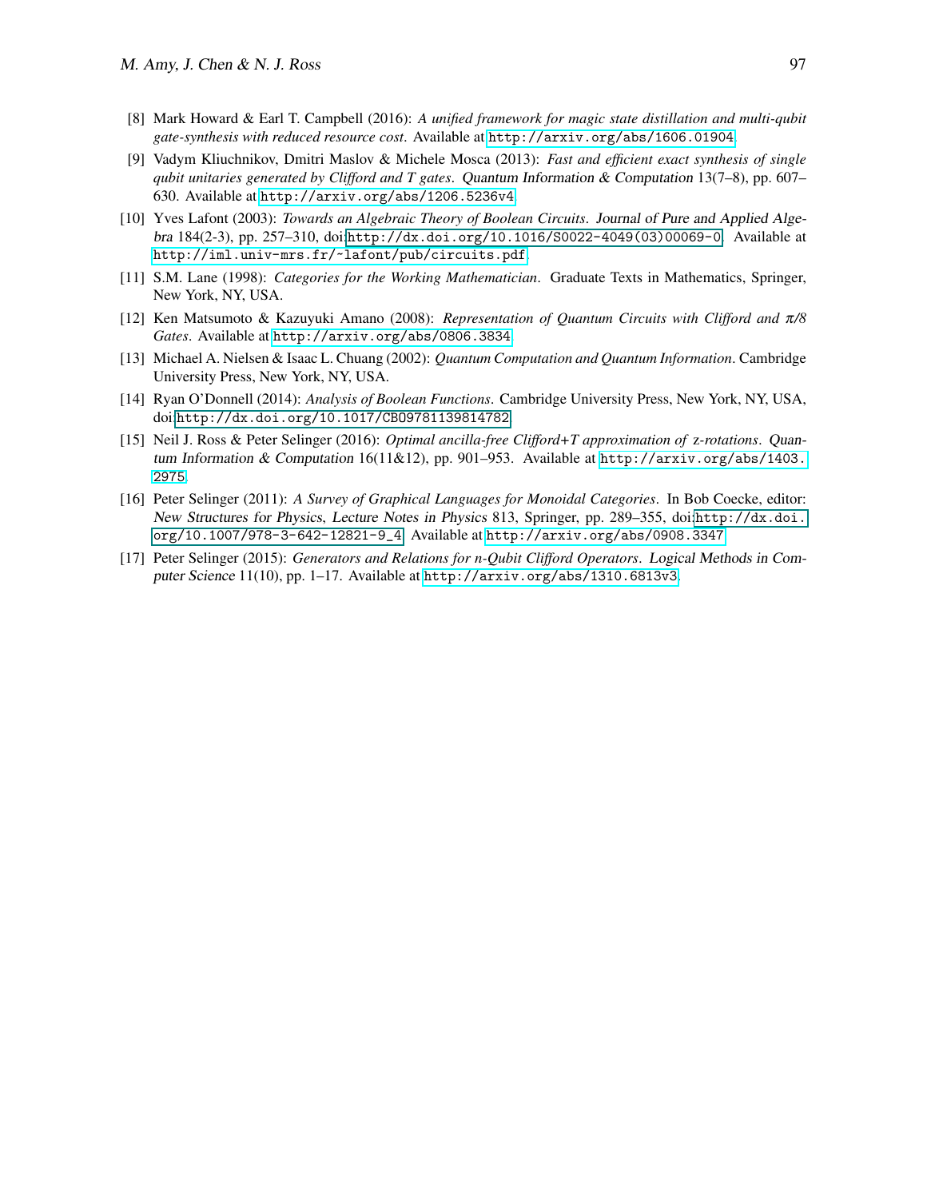[8] Mark Howard & Earl T. Campbell (2016): *A unified framework for magic state distillation and multi-qubit gate-synthesis with reduced resource cost*. Available at http://arxiv.org/abs/1606.01904.

[9] Vadym Kliuchnikov, Dmitri Maslov & Michele Mosca (2013): *Fast and efficient exact synthesis of single qubit unitaries generated by Clifford and T gates*. Quantum Information & Computation 13(7–8), pp. 607–630. Available at http://arxiv.org/abs/1206.5236v4.

[10] Yves Lafont (2003): *Towards an Algebraic Theory of Boolean Circuits*. Journal of Pure and Applied Algebra 184(2-3), pp. 257–310, doi:http://dx.doi.org/10.1016/S0022-4049(03)00069-0. Available at http://iml.univ-mrs.fr/~lafont/pub/circuits.pdf.

[11] S.M. Lane (1998): *Categories for the Working Mathematician*. Graduate Texts in Mathematics, Springer, New York, NY, USA.

[12] Ken Matsumoto & Kazuyuki Amano (2008): *Representation of Quantum Circuits with Clifford and π/8 Gates*. Available at http://arxiv.org/abs/0806.3834.

[13] Michael A. Nielsen & Isaac L. Chuang (2002): *Quantum Computation and Quantum Information*. Cambridge University Press, New York, NY, USA.

[14] Ryan O'Donnell (2014): *Analysis of Boolean Functions*. Cambridge University Press, New York, NY, USA, doi:http://dx.doi.org/10.1017/CBO9781139814782.

[15] Neil J. Ross & Peter Selinger (2016): *Optimal ancilla-free Clifford+T approximation of z-rotations*. Quantum Information & Computation 16(11&12), pp. 901–953. Available at http://arxiv.org/abs/1403.2975.

[16] Peter Selinger (2011): *A Survey of Graphical Languages for Monoidal Categories*. In Bob Coecke, editor: New Structures for Physics, Lecture Notes in Physics 813, Springer, pp. 289–355, doi:http://dx.doi.org/10.1007/978-3-642-12821-9_4. Available at http://arxiv.org/abs/0908.3347.

[17] Peter Selinger (2015): *Generators and Relations for n-Qubit Clifford Operators*. Logical Methods in Computer Science 11(10), pp. 1–17. Available at http://arxiv.org/abs/1310.6813v3.